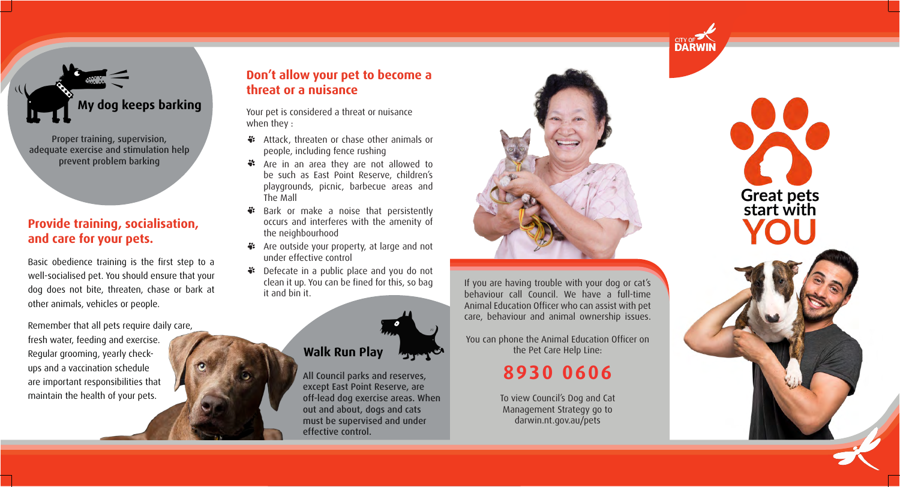## My dog keeps barking

Proper training, supervision, adequate exercise and stimulation help prevent problem barking

## Provide training, socialisation, and care for your pets.

Basic obedience training is the first step to a well-socialised pet. You should ensure that your dog does not bite, threaten, chase or bark at other animals, vehicles or people.

Remember that all pets require daily care, fresh water, feeding and exercise. Regular grooming, yearly check-ups and a vaccination schedule are important responsibilities that maintain the health of your pets.

## Don't allow your pet to become a threat or a nuisance

Your pet is considered a threat or nuisance when they :

- Attack, threaten or chase other animals or people, including fence rushing
- Are in an area they are not allowed to be such as East Point Reserve, children's playgrounds, picnic, barbecue areas and The Mall
- Bark or make a noise that persistently occurs and interferes with the amenity of the neighbourhood
- Are outside your property, at large and not under effective control
- Defecate in a public place and you do not clean it up. You can be fined for this, so bag it and bin it.

## Walk Run Play

**All Council parks and reserves, except East Point Reserve, are off-lead dog exercise areas. When out and about, dogs and cats must be supervised and under effective control.**

If you are having trouble with your dog or cat's behaviour call Council. We have a full-time Animal Education Officer who can assist with pet care, behaviour and animal ownership issues.

You can phone the Animal Education Officer on the Pet Care Help Line:

**8930 0606**

To view Council's Dog and Cat Management Strategy go to darwin.nt.gov.au/pets

CITY OF DARWIN

# Great pets start with YOU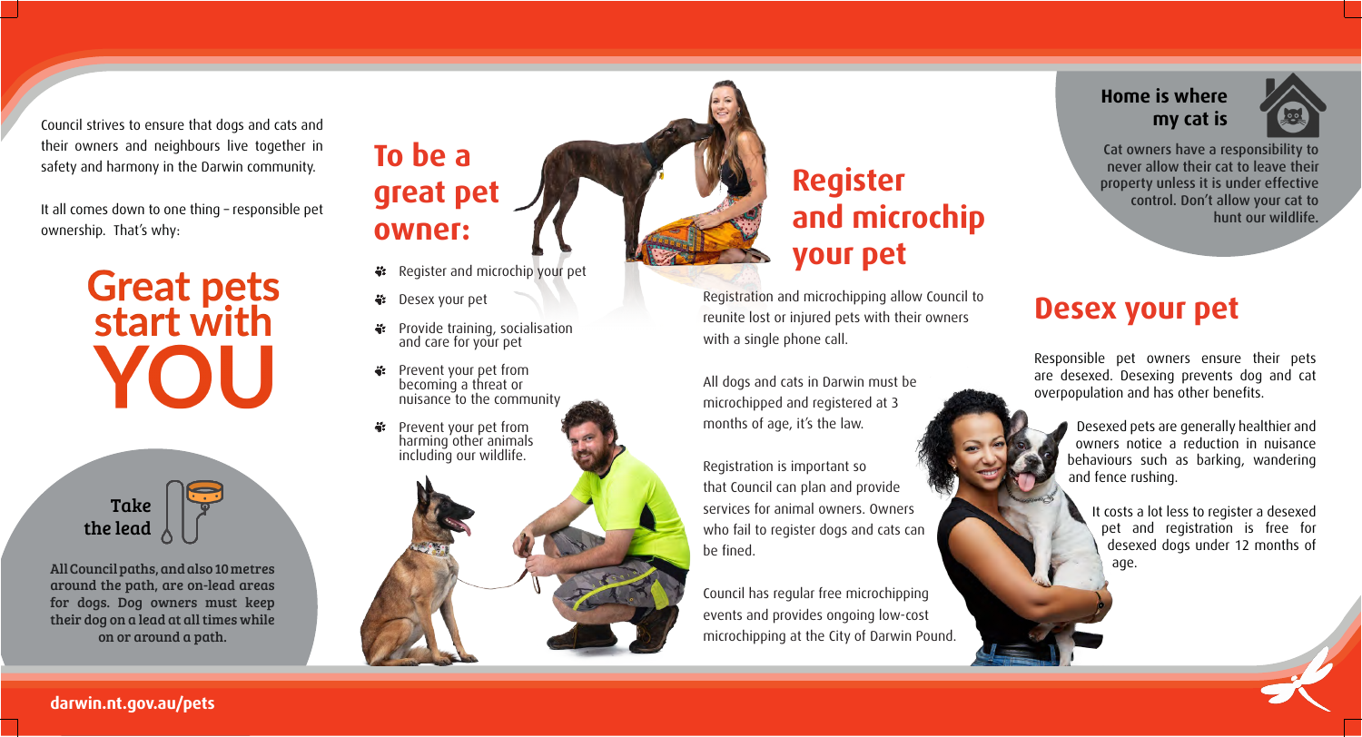Council strives to ensure that dogs and cats and their owners and neighbours live together in safety and harmony in the Darwin community.

It all comes down to one thing – responsible pet ownership. That's why:

# Great pets start with YOU

### Take the lead

All Council paths, and also 10 metres around the path, are on-lead areas for dogs. Dog owners must keep their dog on a lead at all times while on or around a path.

## To be a great pet owner:

- Register and microchip your pet
- Desex your pet
- Provide training, socialisation and care for your pet
- Prevent your pet from becoming a threat or nuisance to the community
- Prevent your pet from harming other animals including our wildlife.

## Register and microchip your pet

Registration and microchipping allow Council to reunite lost or injured pets with their owners with a single phone call.

All dogs and cats in Darwin must be microchipped and registered at 3 months of age, it's the law.

Registration is important so that Council can plan and provide services for animal owners. Owners who fail to register dogs and cats can be fined.

Council has regular free microchipping events and provides ongoing low-cost microchipping at the City of Darwin Pound.

### Home is where my cat is

**Cat owners have a responsibility to never allow their cat to leave their property unless it is under effective control. Don't allow your cat to hunt our wildlife.**

## Desex your pet

Responsible pet owners ensure their pets are desexed. Desexing prevents dog and cat overpopulation and has other benefits.

Desexed pets are generally healthier and owners notice a reduction in nuisance behaviours such as barking, wandering and fence rushing.

It costs a lot less to register a desexed pet and registration is free for desexed dogs under 12 months of age.

**darwin.nt.gov.au/pets**